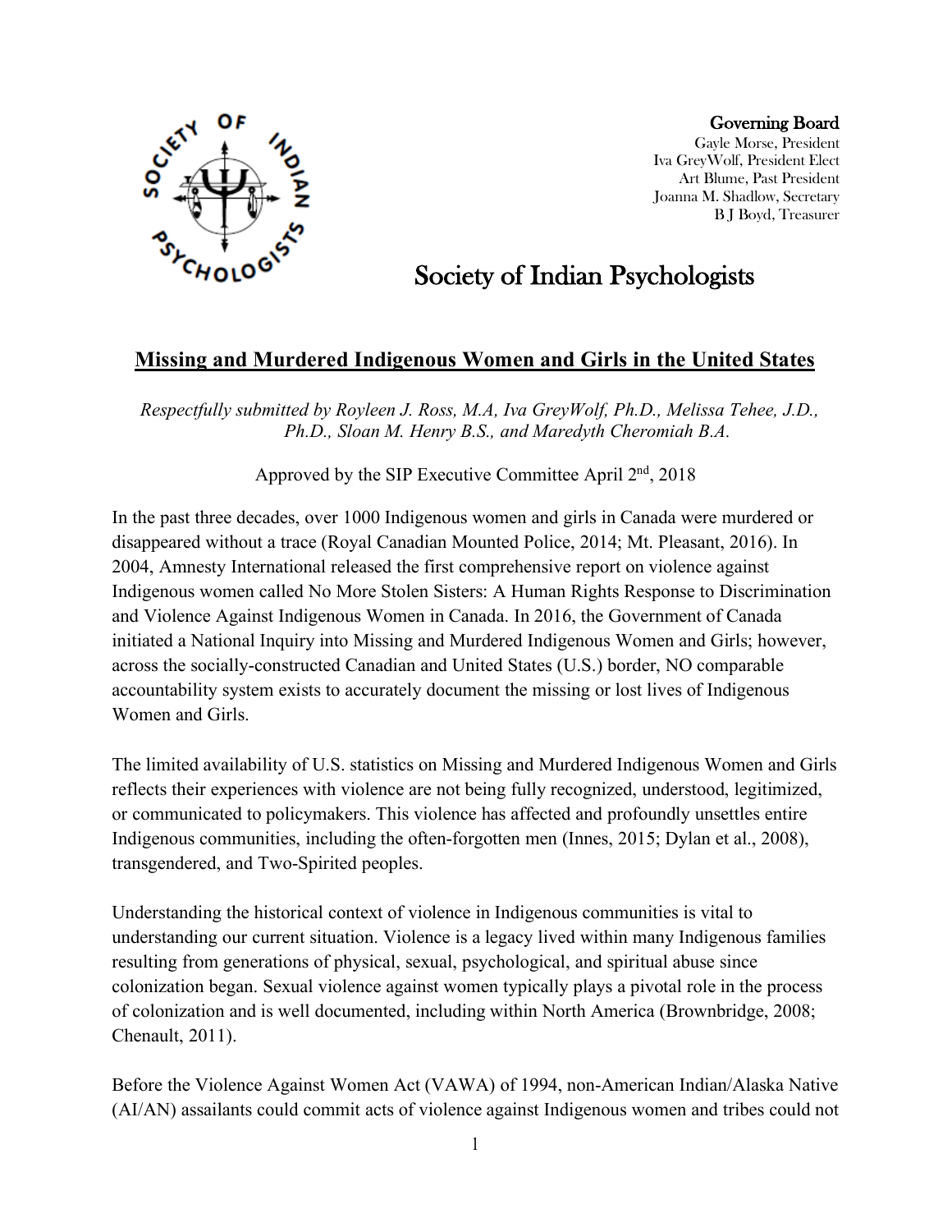Governing Board
Gayle Morse, President
Iva GreyWolf, President Elect
Art Blume, Past President
Joanna M. Shadlow, Secretary
B J Boyd, Treasurer

# Society of Indian Psychologists

## Missing and Murdered Indigenous Women and Girls in the United States

*Respectfully submitted by Royleen J. Ross, M.A, Iva GreyWolf, Ph.D., Melissa Tehee, J.D., Ph.D., Sloan M. Henry B.S., and Maredyth Cheromiah B.A.*

Approved by the SIP Executive Committee April 2nd, 2018

In the past three decades, over 1000 Indigenous women and girls in Canada were murdered or disappeared without a trace (Royal Canadian Mounted Police, 2014; Mt. Pleasant, 2016). In 2004, Amnesty International released the first comprehensive report on violence against Indigenous women called No More Stolen Sisters: A Human Rights Response to Discrimination and Violence Against Indigenous Women in Canada. In 2016, the Government of Canada initiated a National Inquiry into Missing and Murdered Indigenous Women and Girls; however, across the socially-constructed Canadian and United States (U.S.) border, NO comparable accountability system exists to accurately document the missing or lost lives of Indigenous Women and Girls.

The limited availability of U.S. statistics on Missing and Murdered Indigenous Women and Girls reflects their experiences with violence are not being fully recognized, understood, legitimized, or communicated to policymakers. This violence has affected and profoundly unsettles entire Indigenous communities, including the often-forgotten men (Innes, 2015; Dylan et al., 2008), transgendered, and Two-Spirited peoples.

Understanding the historical context of violence in Indigenous communities is vital to understanding our current situation. Violence is a legacy lived within many Indigenous families resulting from generations of physical, sexual, psychological, and spiritual abuse since colonization began. Sexual violence against women typically plays a pivotal role in the process of colonization and is well documented, including within North America (Brownbridge, 2008; Chenault, 2011).

Before the Violence Against Women Act (VAWA) of 1994, non-American Indian/Alaska Native (AI/AN) assailants could commit acts of violence against Indigenous women and tribes could not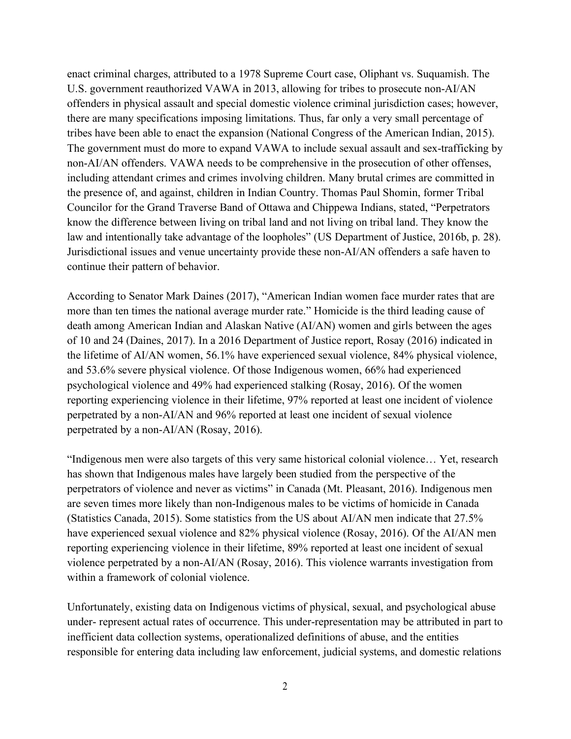enact criminal charges, attributed to a 1978 Supreme Court case, Oliphant vs. Suquamish. The U.S. government reauthorized VAWA in 2013, allowing for tribes to prosecute non-AI/AN offenders in physical assault and special domestic violence criminal jurisdiction cases; however, there are many specifications imposing limitations. Thus, far only a very small percentage of tribes have been able to enact the expansion (National Congress of the American Indian, 2015). The government must do more to expand VAWA to include sexual assault and sex-trafficking by non-AI/AN offenders. VAWA needs to be comprehensive in the prosecution of other offenses, including attendant crimes and crimes involving children. Many brutal crimes are committed in the presence of, and against, children in Indian Country. Thomas Paul Shomin, former Tribal Councilor for the Grand Traverse Band of Ottawa and Chippewa Indians, stated, "Perpetrators know the difference between living on tribal land and not living on tribal land. They know the law and intentionally take advantage of the loopholes" (US Department of Justice, 2016b, p. 28). Jurisdictional issues and venue uncertainty provide these non-AI/AN offenders a safe haven to continue their pattern of behavior.

According to Senator Mark Daines (2017), "American Indian women face murder rates that are more than ten times the national average murder rate." Homicide is the third leading cause of death among American Indian and Alaskan Native (AI/AN) women and girls between the ages of 10 and 24 (Daines, 2017). In a 2016 Department of Justice report, Rosay (2016) indicated in the lifetime of AI/AN women, 56.1% have experienced sexual violence, 84% physical violence, and 53.6% severe physical violence. Of those Indigenous women, 66% had experienced psychological violence and 49% had experienced stalking (Rosay, 2016). Of the women reporting experiencing violence in their lifetime, 97% reported at least one incident of violence perpetrated by a non-AI/AN and 96% reported at least one incident of sexual violence perpetrated by a non-AI/AN (Rosay, 2016).

"Indigenous men were also targets of this very same historical colonial violence… Yet, research has shown that Indigenous males have largely been studied from the perspective of the perpetrators of violence and never as victims" in Canada (Mt. Pleasant, 2016). Indigenous men are seven times more likely than non-Indigenous males to be victims of homicide in Canada (Statistics Canada, 2015). Some statistics from the US about AI/AN men indicate that 27.5% have experienced sexual violence and 82% physical violence (Rosay, 2016). Of the AI/AN men reporting experiencing violence in their lifetime, 89% reported at least one incident of sexual violence perpetrated by a non-AI/AN (Rosay, 2016). This violence warrants investigation from within a framework of colonial violence.

Unfortunately, existing data on Indigenous victims of physical, sexual, and psychological abuse under- represent actual rates of occurrence. This under-representation may be attributed in part to inefficient data collection systems, operationalized definitions of abuse, and the entities responsible for entering data including law enforcement, judicial systems, and domestic relations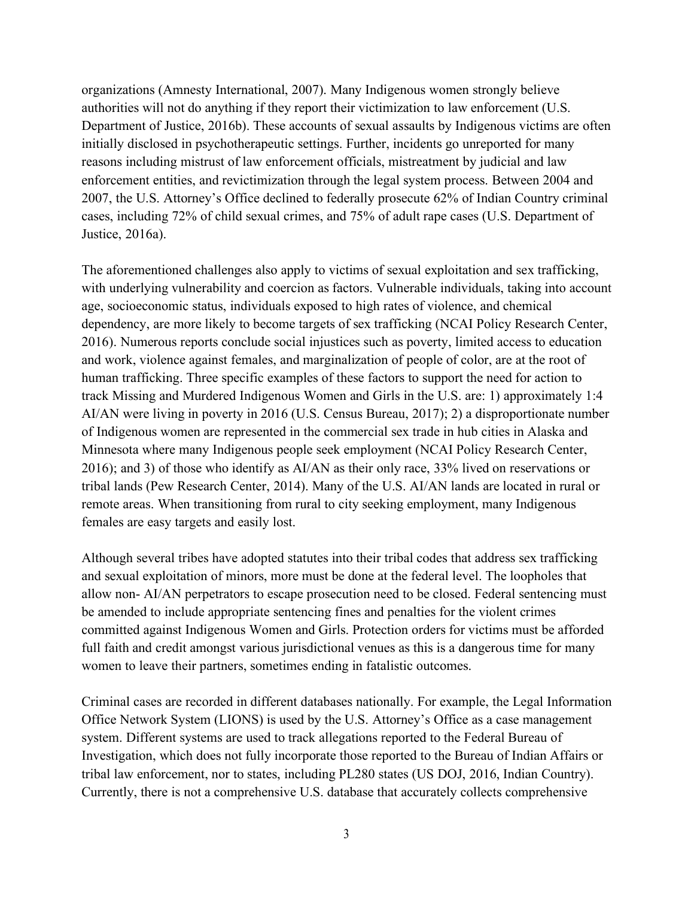organizations (Amnesty International, 2007). Many Indigenous women strongly believe authorities will not do anything if they report their victimization to law enforcement (U.S. Department of Justice, 2016b). These accounts of sexual assaults by Indigenous victims are often initially disclosed in psychotherapeutic settings. Further, incidents go unreported for many reasons including mistrust of law enforcement officials, mistreatment by judicial and law enforcement entities, and revictimization through the legal system process. Between 2004 and 2007, the U.S. Attorney's Office declined to federally prosecute 62% of Indian Country criminal cases, including 72% of child sexual crimes, and 75% of adult rape cases (U.S. Department of Justice, 2016a).

The aforementioned challenges also apply to victims of sexual exploitation and sex trafficking, with underlying vulnerability and coercion as factors. Vulnerable individuals, taking into account age, socioeconomic status, individuals exposed to high rates of violence, and chemical dependency, are more likely to become targets of sex trafficking (NCAI Policy Research Center, 2016). Numerous reports conclude social injustices such as poverty, limited access to education and work, violence against females, and marginalization of people of color, are at the root of human trafficking. Three specific examples of these factors to support the need for action to track Missing and Murdered Indigenous Women and Girls in the U.S. are: 1) approximately 1:4 AI/AN were living in poverty in 2016 (U.S. Census Bureau, 2017); 2) a disproportionate number of Indigenous women are represented in the commercial sex trade in hub cities in Alaska and Minnesota where many Indigenous people seek employment (NCAI Policy Research Center, 2016); and 3) of those who identify as AI/AN as their only race, 33% lived on reservations or tribal lands (Pew Research Center, 2014). Many of the U.S. AI/AN lands are located in rural or remote areas. When transitioning from rural to city seeking employment, many Indigenous females are easy targets and easily lost.

Although several tribes have adopted statutes into their tribal codes that address sex trafficking and sexual exploitation of minors, more must be done at the federal level. The loopholes that allow non- AI/AN perpetrators to escape prosecution need to be closed. Federal sentencing must be amended to include appropriate sentencing fines and penalties for the violent crimes committed against Indigenous Women and Girls. Protection orders for victims must be afforded full faith and credit amongst various jurisdictional venues as this is a dangerous time for many women to leave their partners, sometimes ending in fatalistic outcomes.

Criminal cases are recorded in different databases nationally. For example, the Legal Information Office Network System (LIONS) is used by the U.S. Attorney's Office as a case management system. Different systems are used to track allegations reported to the Federal Bureau of Investigation, which does not fully incorporate those reported to the Bureau of Indian Affairs or tribal law enforcement, nor to states, including PL280 states (US DOJ, 2016, Indian Country). Currently, there is not a comprehensive U.S. database that accurately collects comprehensive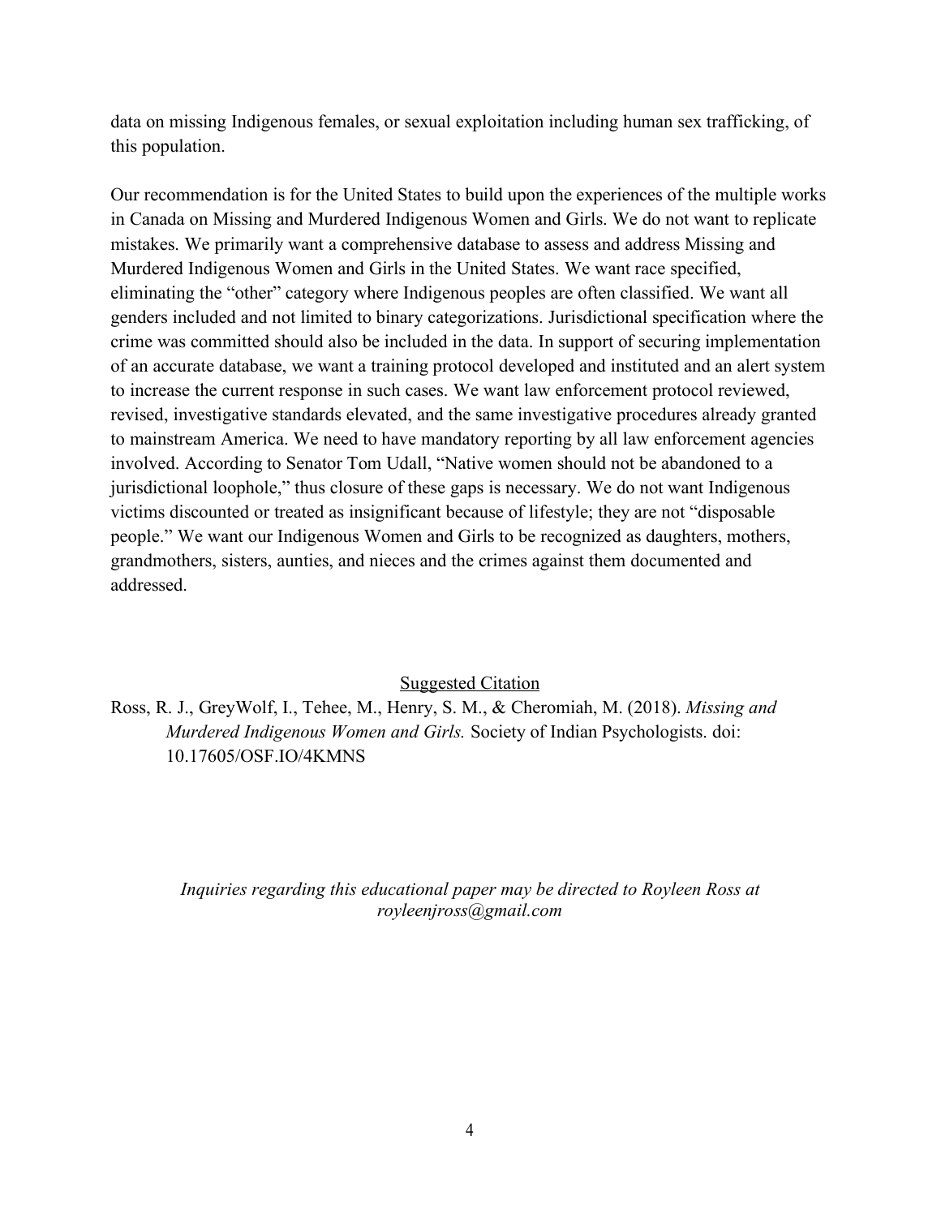data on missing Indigenous females, or sexual exploitation including human sex trafficking, of this population.

Our recommendation is for the United States to build upon the experiences of the multiple works in Canada on Missing and Murdered Indigenous Women and Girls. We do not want to replicate mistakes. We primarily want a comprehensive database to assess and address Missing and Murdered Indigenous Women and Girls in the United States. We want race specified, eliminating the "other" category where Indigenous peoples are often classified. We want all genders included and not limited to binary categorizations. Jurisdictional specification where the crime was committed should also be included in the data. In support of securing implementation of an accurate database, we want a training protocol developed and instituted and an alert system to increase the current response in such cases. We want law enforcement protocol reviewed, revised, investigative standards elevated, and the same investigative procedures already granted to mainstream America. We need to have mandatory reporting by all law enforcement agencies involved. According to Senator Tom Udall, "Native women should not be abandoned to a jurisdictional loophole," thus closure of these gaps is necessary. We do not want Indigenous victims discounted or treated as insignificant because of lifestyle; they are not "disposable people." We want our Indigenous Women and Girls to be recognized as daughters, mothers, grandmothers, sisters, aunties, and nieces and the crimes against them documented and addressed.

<u>Suggested Citation</u>

Ross, R. J., GreyWolf, I., Tehee, M., Henry, S. M., & Cheromiah, M. (2018). *Missing and Murdered Indigenous Women and Girls.* Society of Indian Psychologists. doi: 10.17605/OSF.IO/4KMNS

*Inquiries regarding this educational paper may be directed to Royleen Ross at royleenjross@gmail.com*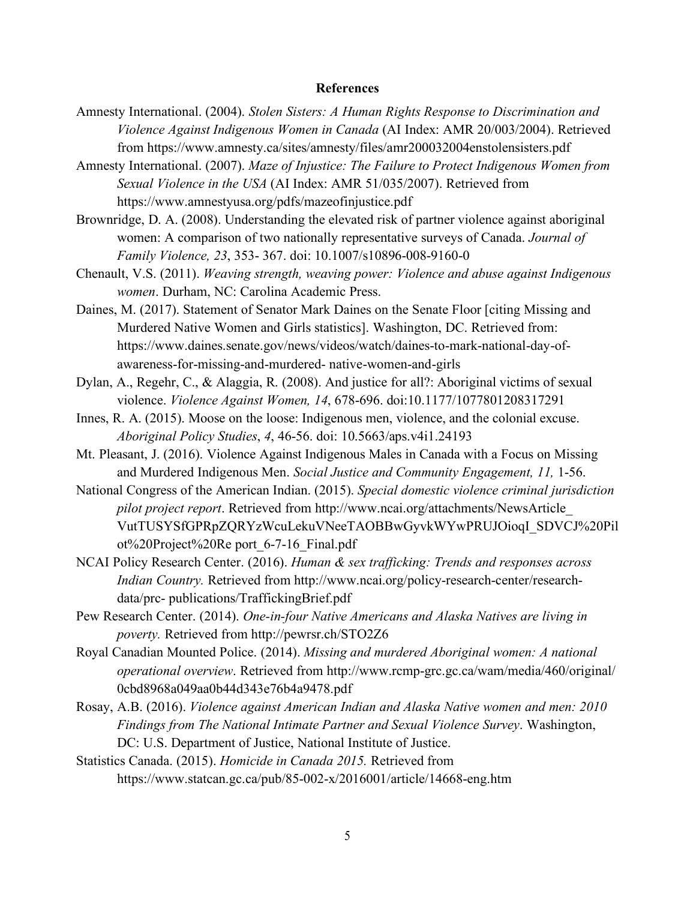## References

Amnesty International. (2004). *Stolen Sisters: A Human Rights Response to Discrimination and Violence Against Indigenous Women in Canada* (AI Index: AMR 20/003/2004). Retrieved from https://www.amnesty.ca/sites/amnesty/files/amr200032004enstolensisters.pdf

Amnesty International. (2007). *Maze of Injustice: The Failure to Protect Indigenous Women from Sexual Violence in the USA* (AI Index: AMR 51/035/2007). Retrieved from https://www.amnestyusa.org/pdfs/mazeofinjustice.pdf

Brownridge, D. A. (2008). Understanding the elevated risk of partner violence against aboriginal women: A comparison of two nationally representative surveys of Canada. *Journal of Family Violence, 23*, 353- 367. doi: 10.1007/s10896-008-9160-0

Chenault, V.S. (2011). *Weaving strength, weaving power: Violence and abuse against Indigenous women*. Durham, NC: Carolina Academic Press.

Daines, M. (2017). Statement of Senator Mark Daines on the Senate Floor [citing Missing and Murdered Native Women and Girls statistics]. Washington, DC. Retrieved from: https://www.daines.senate.gov/news/videos/watch/daines-to-mark-national-day-of-awareness-for-missing-and-murdered- native-women-and-girls

Dylan, A., Regehr, C., & Alaggia, R. (2008). And justice for all?: Aboriginal victims of sexual violence. *Violence Against Women, 14*, 678-696. doi:10.1177/1077801208317291

Innes, R. A. (2015). Moose on the loose: Indigenous men, violence, and the colonial excuse. *Aboriginal Policy Studies*, *4*, 46-56. doi: 10.5663/aps.v4i1.24193

Mt. Pleasant, J. (2016). Violence Against Indigenous Males in Canada with a Focus on Missing and Murdered Indigenous Men. *Social Justice and Community Engagement, 11,* 1-56.

National Congress of the American Indian. (2015). *Special domestic violence criminal jurisdiction pilot project report*. Retrieved from http://www.ncai.org/attachments/NewsArticle_ VutTUSYSfGPRpZQRYzWcuLekuVNeeTAOBBwGyvkWYwPRUJOioqI_SDVCJ%20Pilot%20Project%20Re port_6-7-16_Final.pdf

NCAI Policy Research Center. (2016). *Human & sex trafficking: Trends and responses across Indian Country.* Retrieved from http://www.ncai.org/policy-research-center/research-data/prc- publications/TraffickingBrief.pdf

Pew Research Center. (2014). *One-in-four Native Americans and Alaska Natives are living in poverty.* Retrieved from http://pewrsr.ch/STO2Z6

Royal Canadian Mounted Police. (2014). *Missing and murdered Aboriginal women: A national operational overview*. Retrieved from http://www.rcmp-grc.gc.ca/wam/media/460/original/0cbd8968a049aa0b44d343e76b4a9478.pdf

Rosay, A.B. (2016). *Violence against American Indian and Alaska Native women and men: 2010 Findings from The National Intimate Partner and Sexual Violence Survey*. Washington, DC: U.S. Department of Justice, National Institute of Justice.

Statistics Canada. (2015). *Homicide in Canada 2015.* Retrieved from https://www.statcan.gc.ca/pub/85-002-x/2016001/article/14668-eng.htm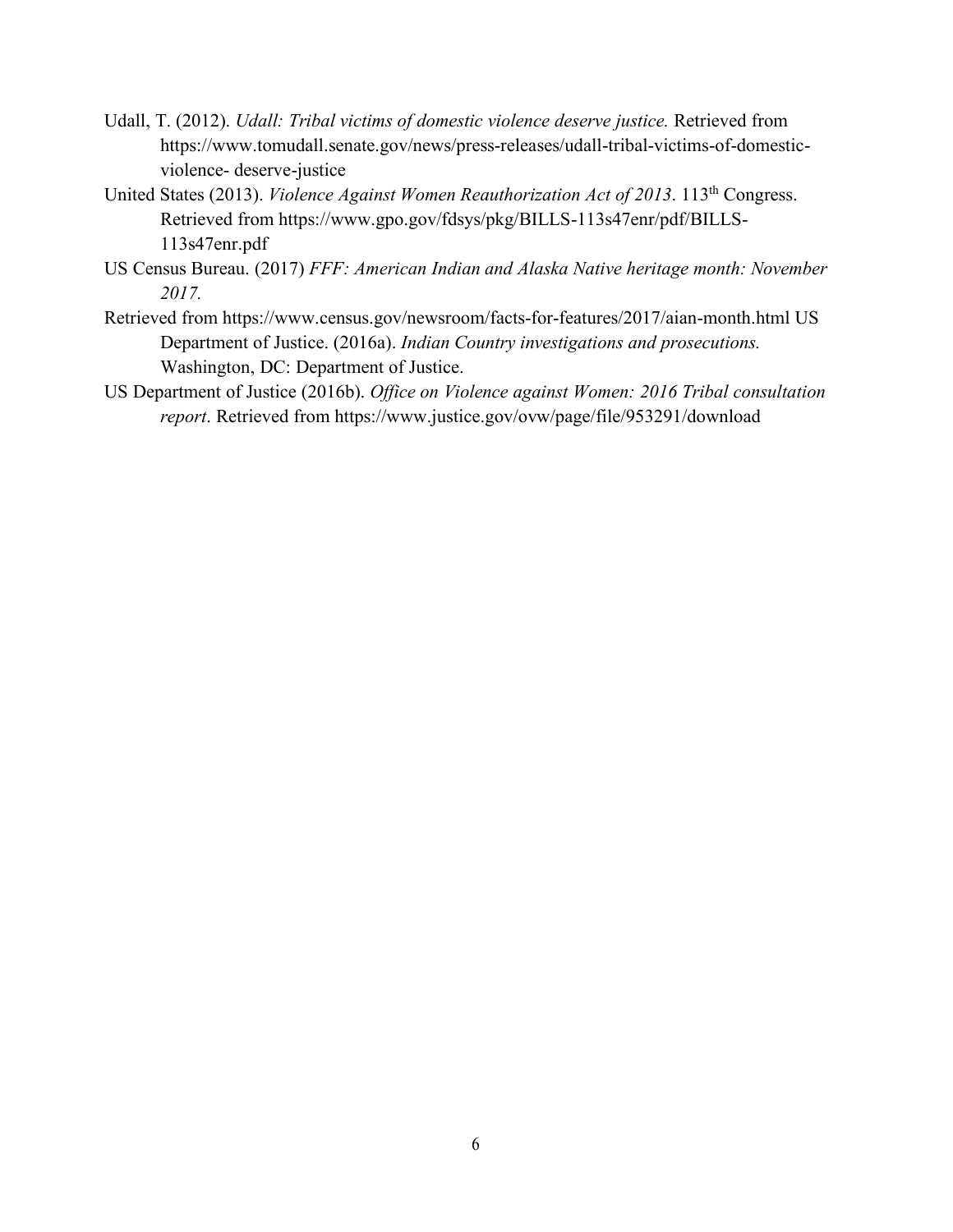Udall, T. (2012). *Udall: Tribal victims of domestic violence deserve justice.* Retrieved from https://www.tomudall.senate.gov/news/press-releases/udall-tribal-victims-of-domestic-violence- deserve-justice

United States (2013). *Violence Against Women Reauthorization Act of 2013*. 113th Congress. Retrieved from https://www.gpo.gov/fdsys/pkg/BILLS-113s47enr/pdf/BILLS-113s47enr.pdf

US Census Bureau. (2017) *FFF: American Indian and Alaska Native heritage month: November 2017.*

Retrieved from https://www.census.gov/newsroom/facts-for-features/2017/aian-month.html US Department of Justice. (2016a). *Indian Country investigations and prosecutions.* Washington, DC: Department of Justice.

US Department of Justice (2016b). *Office on Violence against Women: 2016 Tribal consultation report*. Retrieved from https://www.justice.gov/ovw/page/file/953291/download